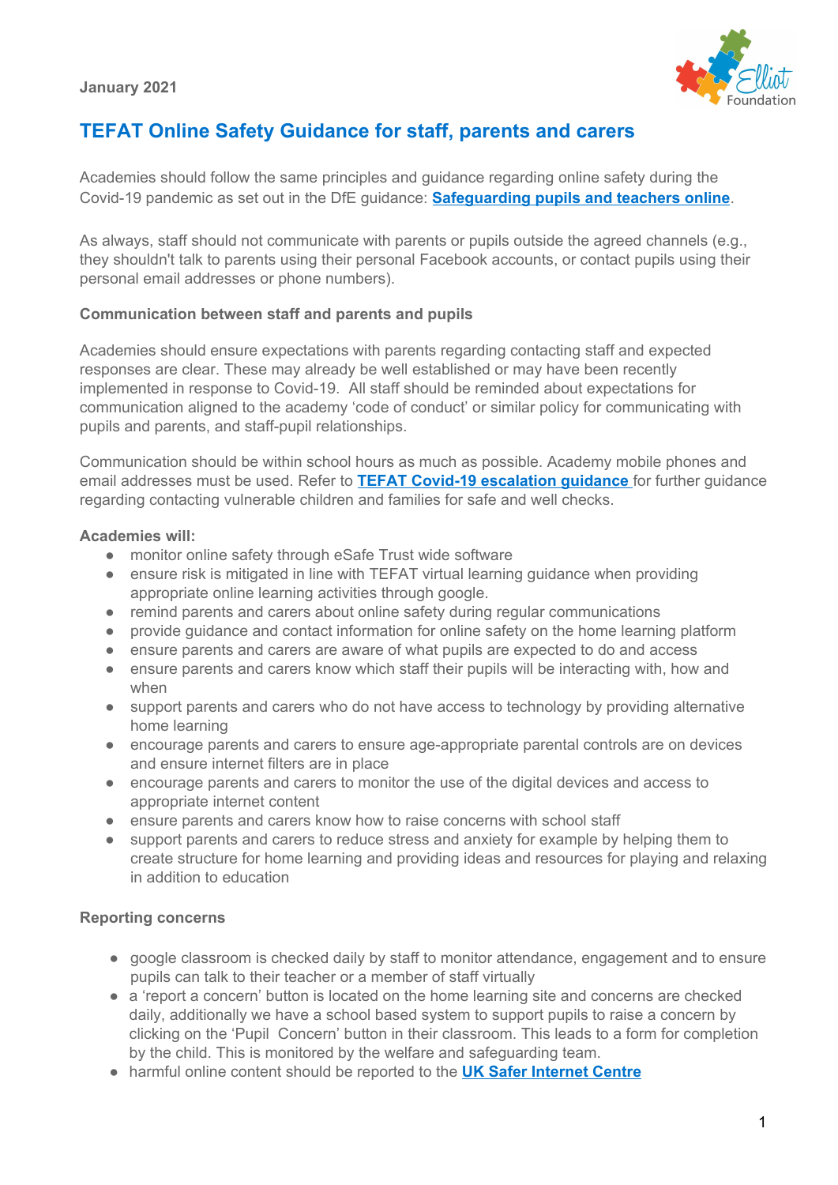January 2021

# TEFAT Online Safety Guidance for staff, parents and carers

Academies should follow the same principles and guidance regarding online safety during the Covid-19 pandemic as set out in the DfE guidance: **Safeguarding pupils and teachers online**.

As always, staff should not communicate with parents or pupils outside the agreed channels (e.g., they shouldn't talk to parents using their personal Facebook accounts, or contact pupils using their personal email addresses or phone numbers).

**Communication between staff and parents and pupils**

Academies should ensure expectations with parents regarding contacting staff and expected responses are clear. These may already be well established or may have been recently implemented in response to Covid-19. All staff should be reminded about expectations for communication aligned to the academy 'code of conduct' or similar policy for communicating with pupils and parents, and staff-pupil relationships.

Communication should be within school hours as much as possible. Academy mobile phones and email addresses must be used. Refer to **TEFAT Covid-19 escalation guidance** for further guidance regarding contacting vulnerable children and families for safe and well checks.

**Academies will:**

- monitor online safety through eSafe Trust wide software
- ensure risk is mitigated in line with TEFAT virtual learning guidance when providing appropriate online learning activities through google.
- remind parents and carers about online safety during regular communications
- provide guidance and contact information for online safety on the home learning platform
- ensure parents and carers are aware of what pupils are expected to do and access
- ensure parents and carers know which staff their pupils will be interacting with, how and when
- support parents and carers who do not have access to technology by providing alternative home learning
- encourage parents and carers to ensure age-appropriate parental controls are on devices and ensure internet filters are in place
- encourage parents and carers to monitor the use of the digital devices and access to appropriate internet content
- ensure parents and carers know how to raise concerns with school staff
- support parents and carers to reduce stress and anxiety for example by helping them to create structure for home learning and providing ideas and resources for playing and relaxing in addition to education

**Reporting concerns**

- google classroom is checked daily by staff to monitor attendance, engagement and to ensure pupils can talk to their teacher or a member of staff virtually
- a 'report a concern' button is located on the home learning site and concerns are checked daily, additionally we have a school based system to support pupils to raise a concern by clicking on the 'Pupil Concern' button in their classroom. This leads to a form for completion by the child. This is monitored by the welfare and safeguarding team.
- harmful online content should be reported to the **UK Safer Internet Centre**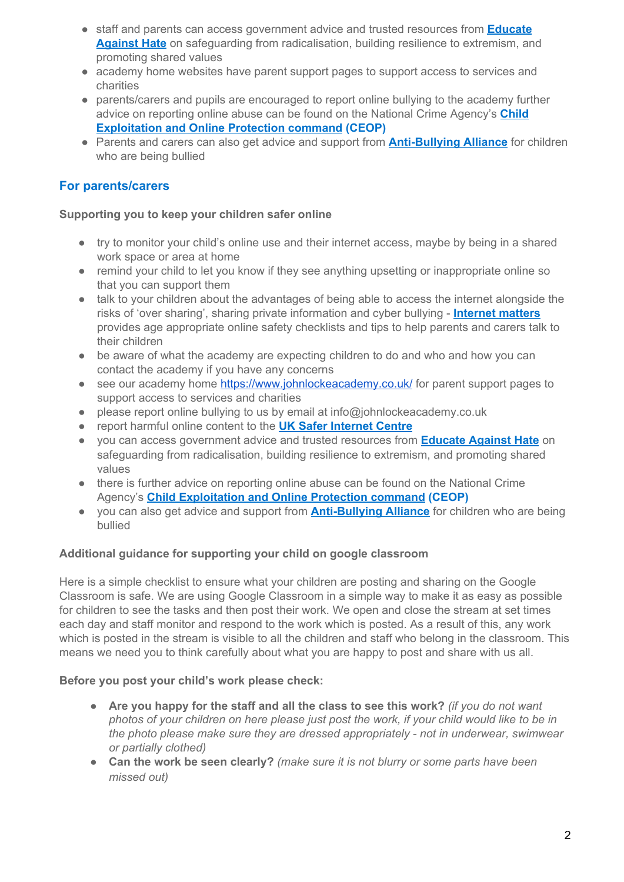- staff and parents can access government advice and trusted resources from **Educate Against Hate** on safeguarding from radicalisation, building resilience to extremism, and promoting shared values
- academy home websites have parent support pages to support access to services and charities
- parents/carers and pupils are encouraged to report online bullying to the academy further advice on reporting online abuse can be found on the National Crime Agency's **Child Exploitation and Online Protection command (CEOP)**
- Parents and carers can also get advice and support from **Anti-Bullying Alliance** for children who are being bullied

## For parents/carers

**Supporting you to keep your children safer online**

- try to monitor your child's online use and their internet access, maybe by being in a shared work space or area at home
- remind your child to let you know if they see anything upsetting or inappropriate online so that you can support them
- talk to your children about the advantages of being able to access the internet alongside the risks of 'over sharing', sharing private information and cyber bullying - **Internet matters** provides age appropriate online safety checklists and tips to help parents and carers talk to their children
- be aware of what the academy are expecting children to do and who and how you can contact the academy if you have any concerns
- see our academy home https://www.johnlockeacademy.co.uk/ for parent support pages to support access to services and charities
- please report online bullying to us by email at info@johnlockeacademy.co.uk
- report harmful online content to the **UK Safer Internet Centre**
- you can access government advice and trusted resources from **Educate Against Hate** on safeguarding from radicalisation, building resilience to extremism, and promoting shared values
- there is further advice on reporting online abuse can be found on the National Crime Agency's **Child Exploitation and Online Protection command (CEOP)**
- you can also get advice and support from **Anti-Bullying Alliance** for children who are being bullied

**Additional guidance for supporting your child on google classroom**

Here is a simple checklist to ensure what your children are posting and sharing on the Google Classroom is safe. We are using Google Classroom in a simple way to make it as easy as possible for children to see the tasks and then post their work. We open and close the stream at set times each day and staff monitor and respond to the work which is posted. As a result of this, any work which is posted in the stream is visible to all the children and staff who belong in the classroom. This means we need you to think carefully about what you are happy to post and share with us all.

**Before you post your child's work please check:**

- **Are you happy for the staff and all the class to see this work?** *(if you do not want photos of your children on here please just post the work, if your child would like to be in the photo please make sure they are dressed appropriately - not in underwear, swimwear or partially clothed)*
- **Can the work be seen clearly?** *(make sure it is not blurry or some parts have been missed out)*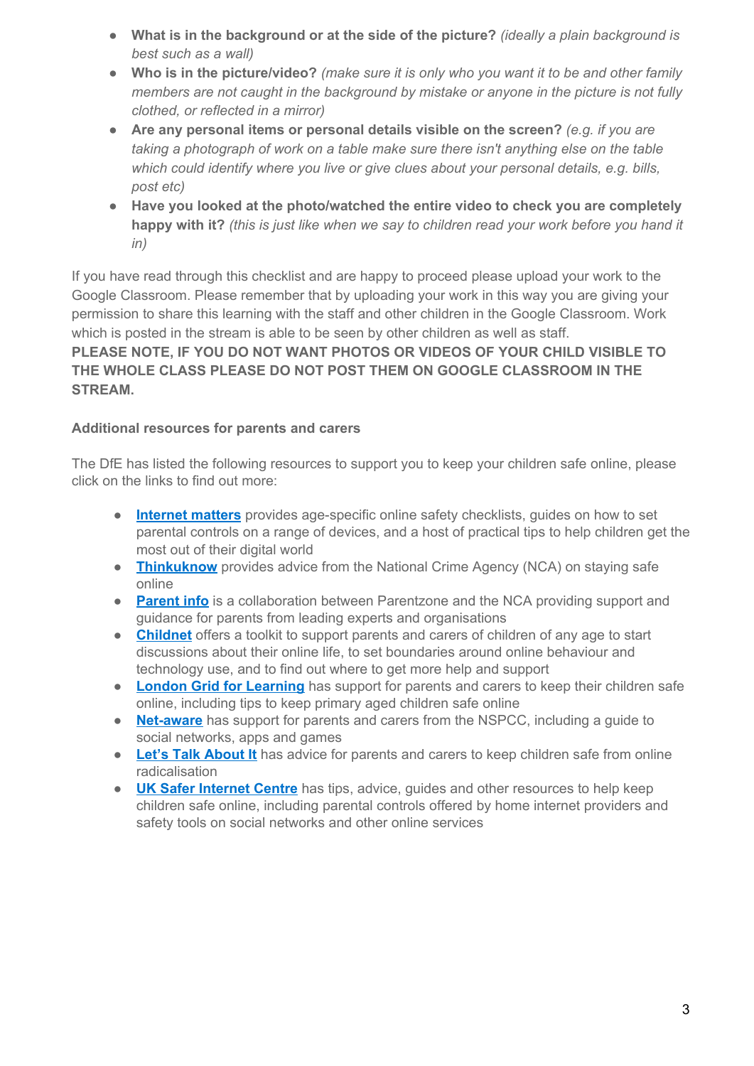- **What is in the background or at the side of the picture?** *(ideally a plain background is best such as a wall)*
- **Who is in the picture/video?** *(make sure it is only who you want it to be and other family members are not caught in the background by mistake or anyone in the picture is not fully clothed, or reflected in a mirror)*
- **Are any personal items or personal details visible on the screen?** *(e.g. if you are taking a photograph of work on a table make sure there isn't anything else on the table which could identify where you live or give clues about your personal details, e.g. bills, post etc)*
- **Have you looked at the photo/watched the entire video to check you are completely happy with it?** *(this is just like when we say to children read your work before you hand it in)*

If you have read through this checklist and are happy to proceed please upload your work to the Google Classroom. Please remember that by uploading your work in this way you are giving your permission to share this learning with the staff and other children in the Google Classroom. Work which is posted in the stream is able to be seen by other children as well as staff.
**PLEASE NOTE, IF YOU DO NOT WANT PHOTOS OR VIDEOS OF YOUR CHILD VISIBLE TO THE WHOLE CLASS PLEASE DO NOT POST THEM ON GOOGLE CLASSROOM IN THE STREAM.**

**Additional resources for parents and carers**

The DfE has listed the following resources to support you to keep your children safe online, please click on the links to find out more:

- **Internet matters** provides age-specific online safety checklists, guides on how to set parental controls on a range of devices, and a host of practical tips to help children get the most out of their digital world
- **Thinkuknow** provides advice from the National Crime Agency (NCA) on staying safe online
- **Parent info** is a collaboration between Parentzone and the NCA providing support and guidance for parents from leading experts and organisations
- **Childnet** offers a toolkit to support parents and carers of children of any age to start discussions about their online life, to set boundaries around online behaviour and technology use, and to find out where to get more help and support
- **London Grid for Learning** has support for parents and carers to keep their children safe online, including tips to keep primary aged children safe online
- **Net-aware** has support for parents and carers from the NSPCC, including a guide to social networks, apps and games
- **Let's Talk About It** has advice for parents and carers to keep children safe from online radicalisation
- **UK Safer Internet Centre** has tips, advice, guides and other resources to help keep children safe online, including parental controls offered by home internet providers and safety tools on social networks and other online services